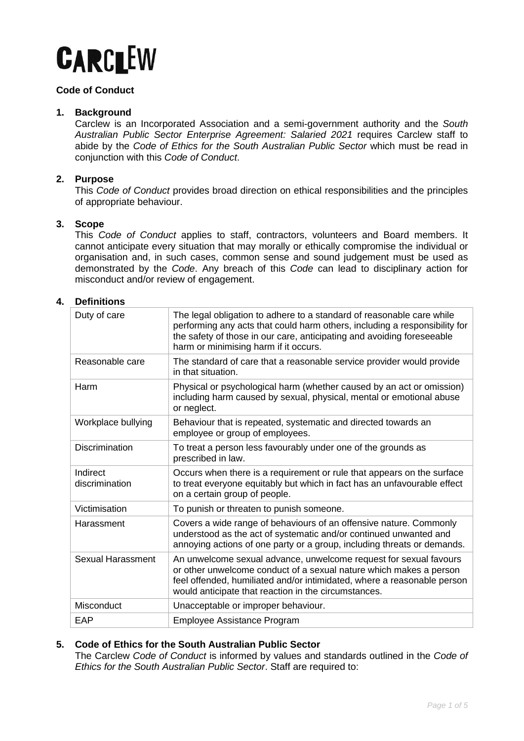# CARCLEW

## Code of Conduct

### 1. Background

Carclew is an Incorporated Association and a semi-government authority and the *South Australian Public Sector Enterprise Agreement: Salaried 2021* requires Carclew staff to abide by the *Code of Ethics for the South Australian Public Sector* which must be read in conjunction with this *Code of Conduct*.

### 2. Purpose

This *Code of Conduct* provides broad direction on ethical responsibilities and the principles of appropriate behaviour.

### 3. Scope

This *Code of Conduct* applies to staff, contractors, volunteers and Board members. It cannot anticipate every situation that may morally or ethically compromise the individual or organisation and, in such cases, common sense and sound judgement must be used as demonstrated by the *Code*. Any breach of this *Code* can lead to disciplinary action for misconduct and/or review of engagement.

### 4. Definitions

| Term | Definition |
|---|---|
| Duty of care | The legal obligation to adhere to a standard of reasonable care while performing any acts that could harm others, including a responsibility for the safety of those in our care, anticipating and avoiding foreseeable harm or minimising harm if it occurs. |
| Reasonable care | The standard of care that a reasonable service provider would provide in that situation. |
| Harm | Physical or psychological harm (whether caused by an act or omission) including harm caused by sexual, physical, mental or emotional abuse or neglect. |
| Workplace bullying | Behaviour that is repeated, systematic and directed towards an employee or group of employees. |
| Discrimination | To treat a person less favourably under one of the grounds as prescribed in law. |
| Indirect discrimination | Occurs when there is a requirement or rule that appears on the surface to treat everyone equitably but which in fact has an unfavourable effect on a certain group of people. |
| Victimisation | To punish or threaten to punish someone. |
| Harassment | Covers a wide range of behaviours of an offensive nature. Commonly understood as the act of systematic and/or continued unwanted and annoying actions of one party or a group, including threats or demands. |
| Sexual Harassment | An unwelcome sexual advance, unwelcome request for sexual favours or other unwelcome conduct of a sexual nature which makes a person feel offended, humiliated and/or intimidated, where a reasonable person would anticipate that reaction in the circumstances. |
| Misconduct | Unacceptable or improper behaviour. |
| EAP | Employee Assistance Program |

### 5. Code of Ethics for the South Australian Public Sector

The Carclew *Code of Conduct* is informed by values and standards outlined in the *Code of Ethics for the South Australian Public Sector*. Staff are required to: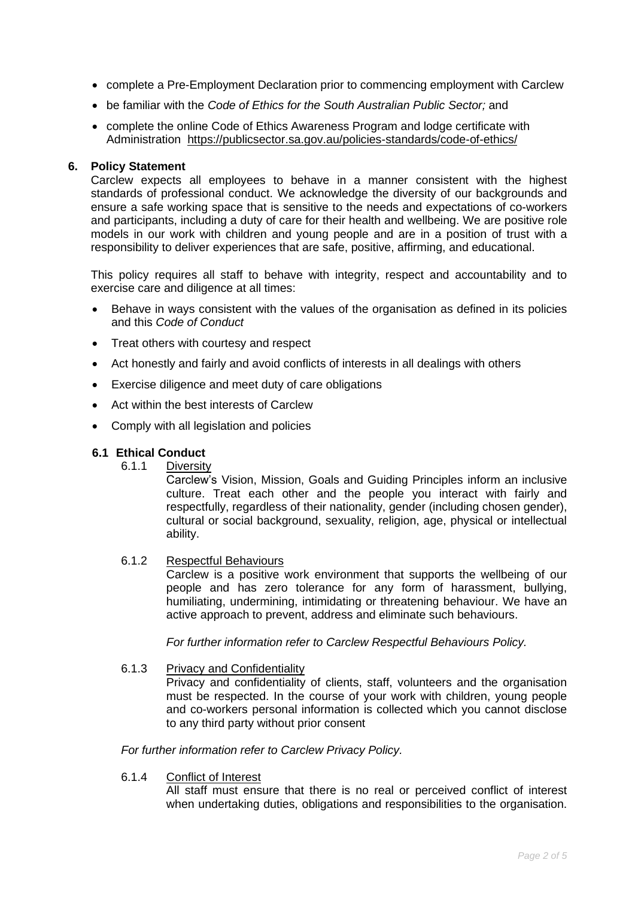- complete a Pre-Employment Declaration prior to commencing employment with Carclew
- be familiar with the *Code of Ethics for the South Australian Public Sector;* and
- complete the online Code of Ethics Awareness Program and lodge certificate with Administration https://publicsector.sa.gov.au/policies-standards/code-of-ethics/

## 6. Policy Statement

Carclew expects all employees to behave in a manner consistent with the highest standards of professional conduct. We acknowledge the diversity of our backgrounds and ensure a safe working space that is sensitive to the needs and expectations of co-workers and participants, including a duty of care for their health and wellbeing. We are positive role models in our work with children and young people and are in a position of trust with a responsibility to deliver experiences that are safe, positive, affirming, and educational.

This policy requires all staff to behave with integrity, respect and accountability and to exercise care and diligence at all times:

- Behave in ways consistent with the values of the organisation as defined in its policies and this *Code of Conduct*
- Treat others with courtesy and respect
- Act honestly and fairly and avoid conflicts of interests in all dealings with others
- Exercise diligence and meet duty of care obligations
- Act within the best interests of Carclew
- Comply with all legislation and policies

### 6.1 Ethical Conduct

6.1.1 Diversity

Carclew's Vision, Mission, Goals and Guiding Principles inform an inclusive culture. Treat each other and the people you interact with fairly and respectfully, regardless of their nationality, gender (including chosen gender), cultural or social background, sexuality, religion, age, physical or intellectual ability.

6.1.2 Respectful Behaviours

Carclew is a positive work environment that supports the wellbeing of our people and has zero tolerance for any form of harassment, bullying, humiliating, undermining, intimidating or threatening behaviour. We have an active approach to prevent, address and eliminate such behaviours.

*For further information refer to Carclew Respectful Behaviours Policy.*

6.1.3 Privacy and Confidentiality

Privacy and confidentiality of clients, staff, volunteers and the organisation must be respected. In the course of your work with children, young people and co-workers personal information is collected which you cannot disclose to any third party without prior consent

*For further information refer to Carclew Privacy Policy.*

6.1.4 Conflict of Interest

All staff must ensure that there is no real or perceived conflict of interest when undertaking duties, obligations and responsibilities to the organisation.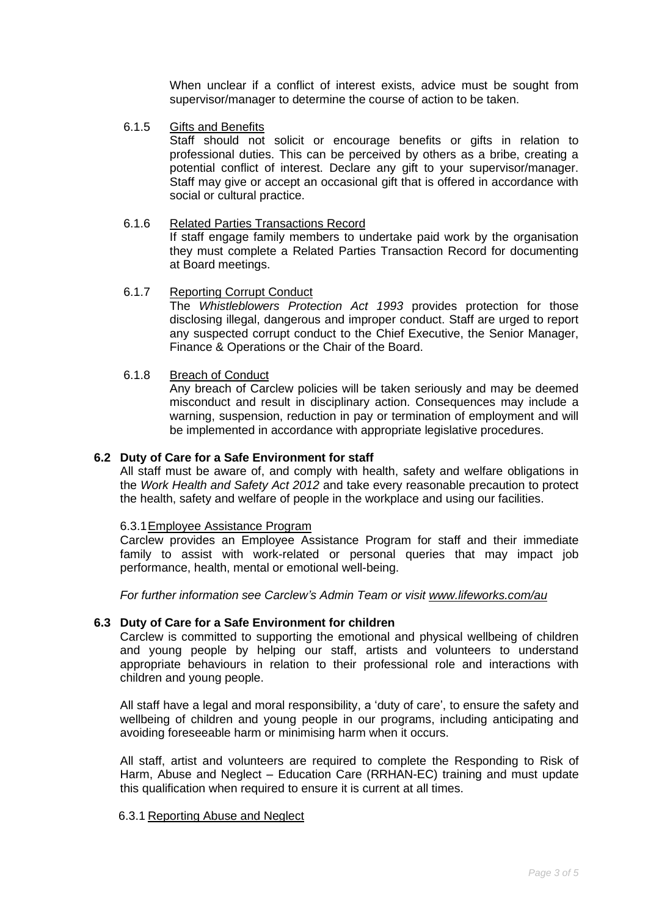When unclear if a conflict of interest exists, advice must be sought from supervisor/manager to determine the course of action to be taken.

6.1.5 Gifts and Benefits

Staff should not solicit or encourage benefits or gifts in relation to professional duties. This can be perceived by others as a bribe, creating a potential conflict of interest. Declare any gift to your supervisor/manager. Staff may give or accept an occasional gift that is offered in accordance with social or cultural practice.

6.1.6 Related Parties Transactions Record

If staff engage family members to undertake paid work by the organisation they must complete a Related Parties Transaction Record for documenting at Board meetings.

6.1.7 Reporting Corrupt Conduct

The *Whistleblowers Protection Act 1993* provides protection for those disclosing illegal, dangerous and improper conduct. Staff are urged to report any suspected corrupt conduct to the Chief Executive, the Senior Manager, Finance & Operations or the Chair of the Board.

6.1.8 Breach of Conduct

Any breach of Carclew policies will be taken seriously and may be deemed misconduct and result in disciplinary action. Consequences may include a warning, suspension, reduction in pay or termination of employment and will be implemented in accordance with appropriate legislative procedures.

### 6.2 Duty of Care for a Safe Environment for staff

All staff must be aware of, and comply with health, safety and welfare obligations in the *Work Health and Safety Act 2012* and take every reasonable precaution to protect the health, safety and welfare of people in the workplace and using our facilities.

6.3.1 Employee Assistance Program

Carclew provides an Employee Assistance Program for staff and their immediate family to assist with work-related or personal queries that may impact job performance, health, mental or emotional well-being.

*For further information see Carclew's Admin Team or visit www.lifeworks.com/au*

### 6.3 Duty of Care for a Safe Environment for children

Carclew is committed to supporting the emotional and physical wellbeing of children and young people by helping our staff, artists and volunteers to understand appropriate behaviours in relation to their professional role and interactions with children and young people.

All staff have a legal and moral responsibility, a 'duty of care', to ensure the safety and wellbeing of children and young people in our programs, including anticipating and avoiding foreseeable harm or minimising harm when it occurs.

All staff, artist and volunteers are required to complete the Responding to Risk of Harm, Abuse and Neglect – Education Care (RRHAN-EC) training and must update this qualification when required to ensure it is current at all times.

6.3.1 Reporting Abuse and Neglect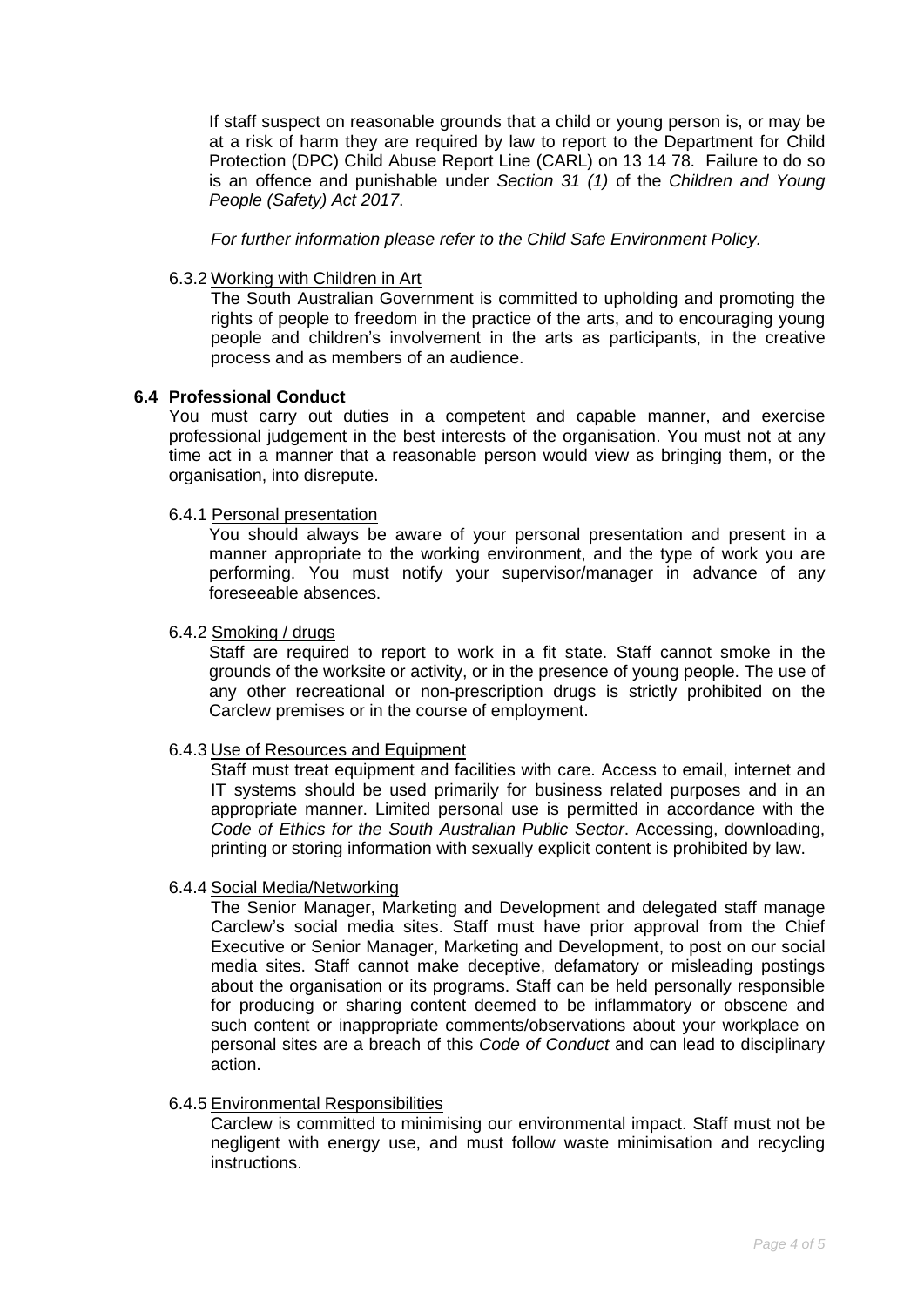If staff suspect on reasonable grounds that a child or young person is, or may be at a risk of harm they are required by law to report to the Department for Child Protection (DPC) Child Abuse Report Line (CARL) on 13 14 78. Failure to do so is an offence and punishable under *Section 31 (1)* of the *Children and Young People (Safety) Act 2017*.

*For further information please refer to the Child Safe Environment Policy.*

6.3.2 Working with Children in Art

The South Australian Government is committed to upholding and promoting the rights of people to freedom in the practice of the arts, and to encouraging young people and children's involvement in the arts as participants, in the creative process and as members of an audience.

**6.4 Professional Conduct**

You must carry out duties in a competent and capable manner, and exercise professional judgement in the best interests of the organisation. You must not at any time act in a manner that a reasonable person would view as bringing them, or the organisation, into disrepute.

6.4.1 Personal presentation

You should always be aware of your personal presentation and present in a manner appropriate to the working environment, and the type of work you are performing. You must notify your supervisor/manager in advance of any foreseeable absences.

6.4.2 Smoking / drugs

Staff are required to report to work in a fit state. Staff cannot smoke in the grounds of the worksite or activity, or in the presence of young people. The use of any other recreational or non-prescription drugs is strictly prohibited on the Carclew premises or in the course of employment.

6.4.3 Use of Resources and Equipment

Staff must treat equipment and facilities with care. Access to email, internet and IT systems should be used primarily for business related purposes and in an appropriate manner. Limited personal use is permitted in accordance with the *Code of Ethics for the South Australian Public Sector*. Accessing, downloading, printing or storing information with sexually explicit content is prohibited by law.

6.4.4 Social Media/Networking

The Senior Manager, Marketing and Development and delegated staff manage Carclew's social media sites. Staff must have prior approval from the Chief Executive or Senior Manager, Marketing and Development, to post on our social media sites. Staff cannot make deceptive, defamatory or misleading postings about the organisation or its programs. Staff can be held personally responsible for producing or sharing content deemed to be inflammatory or obscene and such content or inappropriate comments/observations about your workplace on personal sites are a breach of this *Code of Conduct* and can lead to disciplinary action.

6.4.5 Environmental Responsibilities

Carclew is committed to minimising our environmental impact. Staff must not be negligent with energy use, and must follow waste minimisation and recycling instructions.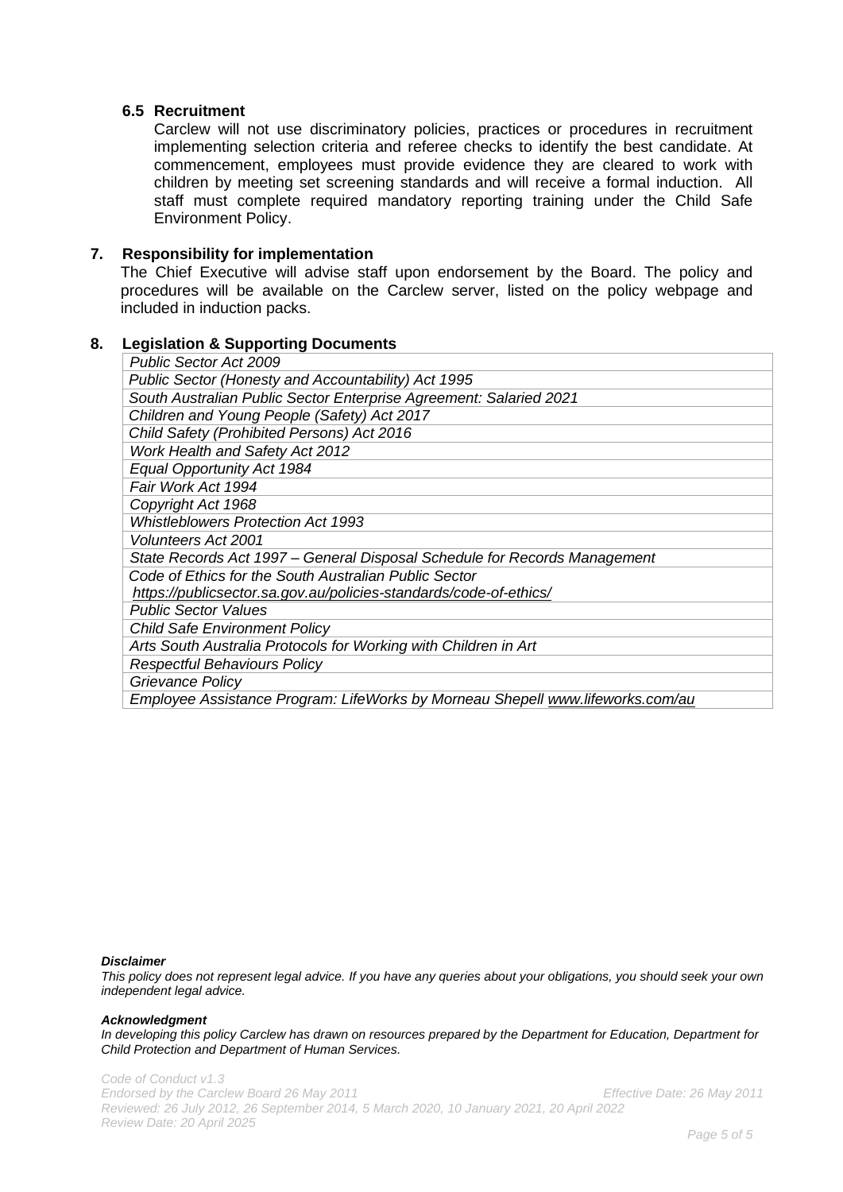### 6.5 Recruitment

Carclew will not use discriminatory policies, practices or procedures in recruitment implementing selection criteria and referee checks to identify the best candidate. At commencement, employees must provide evidence they are cleared to work with children by meeting set screening standards and will receive a formal induction. All staff must complete required mandatory reporting training under the Child Safe Environment Policy.

## 7. Responsibility for implementation

The Chief Executive will advise staff upon endorsement by the Board. The policy and procedures will be available on the Carclew server, listed on the policy webpage and included in induction packs.

## 8. Legislation & Supporting Documents

| |
|---|
| *Public Sector Act 2009* |
| *Public Sector (Honesty and Accountability) Act 1995* |
| *South Australian Public Sector Enterprise Agreement: Salaried 2021* |
| *Children and Young People (Safety) Act 2017* |
| *Child Safety (Prohibited Persons) Act 2016* |
| *Work Health and Safety Act 2012* |
| *Equal Opportunity Act 1984* |
| *Fair Work Act 1994* |
| *Copyright Act 1968* |
| *Whistleblowers Protection Act 1993* |
| *Volunteers Act 2001* |
| *State Records Act 1997 – General Disposal Schedule for Records Management* |
| *Code of Ethics for the South Australian Public Sector* *https://publicsector.sa.gov.au/policies-standards/code-of-ethics/* |
| *Public Sector Values* |
| *Child Safe Environment Policy* |
| *Arts South Australia Protocols for Working with Children in Art* |
| *Respectful Behaviours Policy* |
| *Grievance Policy* |
| *Employee Assistance Program: LifeWorks by Morneau Shepell www.lifeworks.com/au* |

***Disclaimer***

*This policy does not represent legal advice. If you have any queries about your obligations, you should seek your own independent legal advice.*

***Acknowledgment***

*In developing this policy Carclew has drawn on resources prepared by the Department for Education, Department for Child Protection and Department of Human Services.*

*Code of Conduct v1.3*
*Endorsed by the Carclew Board 26 May 2011* *Effective Date: 26 May 2011*
*Reviewed: 26 July 2012, 26 September 2014, 5 March 2020, 10 January 2021, 20 April 2022*
*Review Date: 20 April 2025*